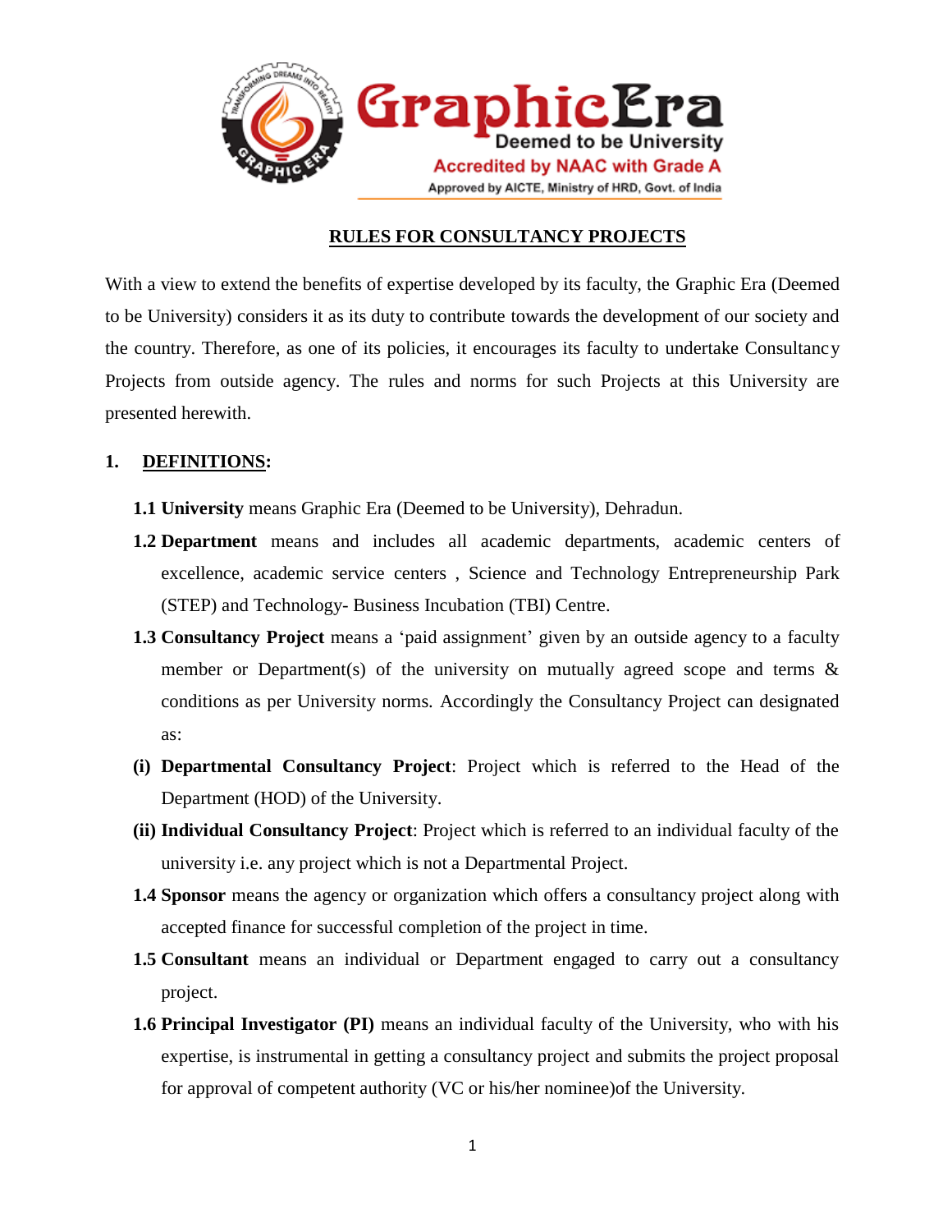Graphic Era
Deemed to be University
Accredited by NAAC with Grade A
Approved by AICTE, Ministry of HRD, Govt. of India

# RULES FOR CONSULTANCY PROJECTS

With a view to extend the benefits of expertise developed by its faculty, the Graphic Era (Deemed to be University) considers it as its duty to contribute towards the development of our society and the country. Therefore, as one of its policies, it encourages its faculty to undertake Consultancy Projects from outside agency. The rules and norms for such Projects at this University are presented herewith.

## 1. DEFINITIONS:

**1.1 University** means Graphic Era (Deemed to be University), Dehradun.

**1.2 Department** means and includes all academic departments, academic centers of excellence, academic service centers , Science and Technology Entrepreneurship Park (STEP) and Technology- Business Incubation (TBI) Centre.

**1.3 Consultancy Project** means a 'paid assignment' given by an outside agency to a faculty member or Department(s) of the university on mutually agreed scope and terms & conditions as per University norms. Accordingly the Consultancy Project can designated as:

**(i) Departmental Consultancy Project**: Project which is referred to the Head of the Department (HOD) of the University.

**(ii) Individual Consultancy Project**: Project which is referred to an individual faculty of the university i.e. any project which is not a Departmental Project.

**1.4 Sponsor** means the agency or organization which offers a consultancy project along with accepted finance for successful completion of the project in time.

**1.5 Consultant** means an individual or Department engaged to carry out a consultancy project.

**1.6 Principal Investigator (PI)** means an individual faculty of the University, who with his expertise, is instrumental in getting a consultancy project and submits the project proposal for approval of competent authority (VC or his/her nominee)of the University.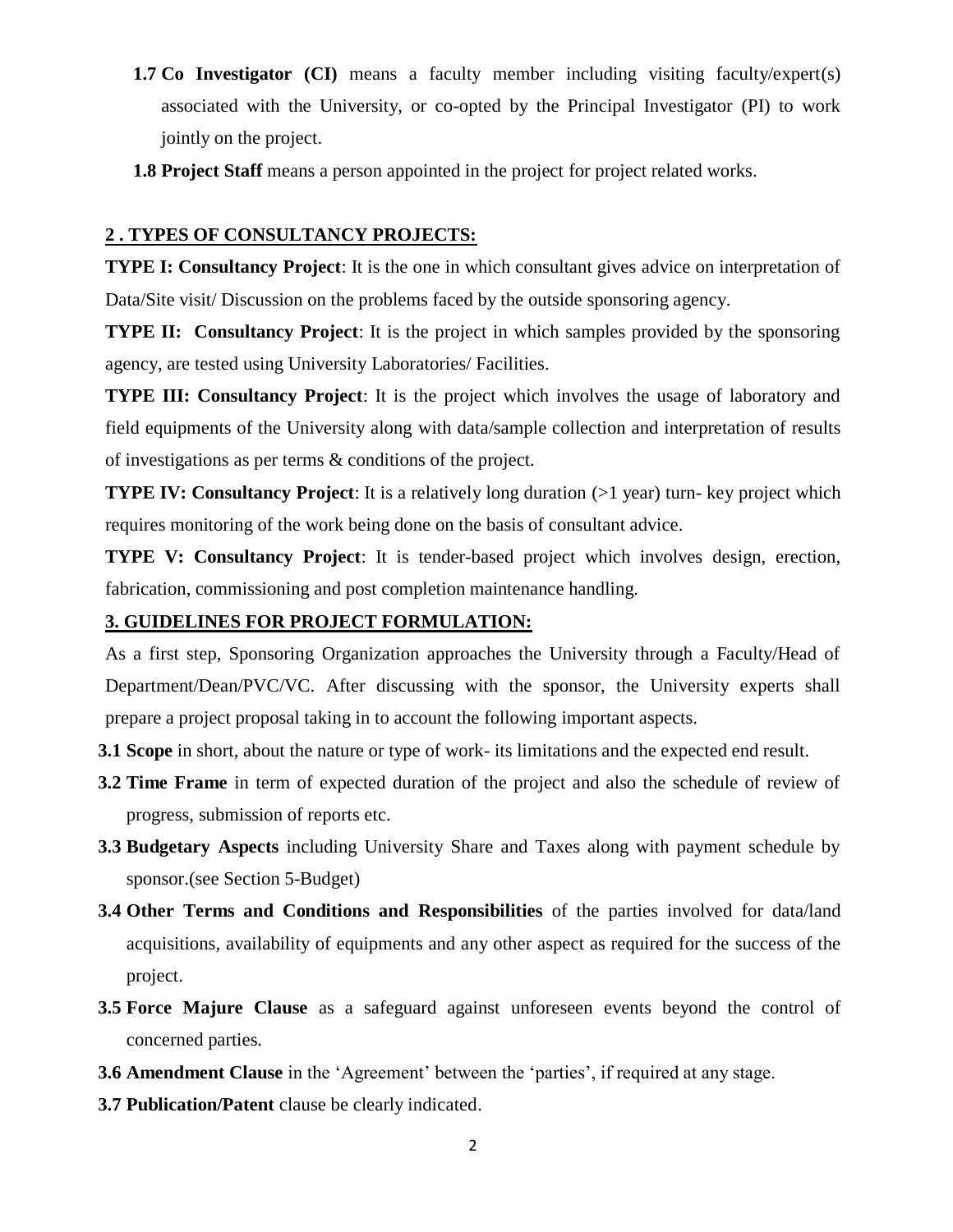**1.7 Co Investigator (CI)** means a faculty member including visiting faculty/expert(s) associated with the University, or co-opted by the Principal Investigator (PI) to work jointly on the project.

**1.8 Project Staff** means a person appointed in the project for project related works.

## 2 . TYPES OF CONSULTANCY PROJECTS:

**TYPE I: Consultancy Project**: It is the one in which consultant gives advice on interpretation of Data/Site visit/ Discussion on the problems faced by the outside sponsoring agency.

**TYPE II: Consultancy Project**: It is the project in which samples provided by the sponsoring agency, are tested using University Laboratories/ Facilities.

**TYPE III: Consultancy Project**: It is the project which involves the usage of laboratory and field equipments of the University along with data/sample collection and interpretation of results of investigations as per terms & conditions of the project.

**TYPE IV: Consultancy Project**: It is a relatively long duration (>1 year) turn- key project which requires monitoring of the work being done on the basis of consultant advice.

**TYPE V: Consultancy Project**: It is tender-based project which involves design, erection, fabrication, commissioning and post completion maintenance handling.

## 3. GUIDELINES FOR PROJECT FORMULATION:

As a first step, Sponsoring Organization approaches the University through a Faculty/Head of Department/Dean/PVC/VC. After discussing with the sponsor, the University experts shall prepare a project proposal taking in to account the following important aspects.

**3.1 Scope** in short, about the nature or type of work- its limitations and the expected end result.

**3.2 Time Frame** in term of expected duration of the project and also the schedule of review of progress, submission of reports etc.

**3.3 Budgetary Aspects** including University Share and Taxes along with payment schedule by sponsor.(see Section 5-Budget)

**3.4 Other Terms and Conditions and Responsibilities** of the parties involved for data/land acquisitions, availability of equipments and any other aspect as required for the success of the project.

**3.5 Force Majure Clause** as a safeguard against unforeseen events beyond the control of concerned parties.

**3.6 Amendment Clause** in the 'Agreement' between the 'parties', if required at any stage.

**3.7 Publication/Patent** clause be clearly indicated.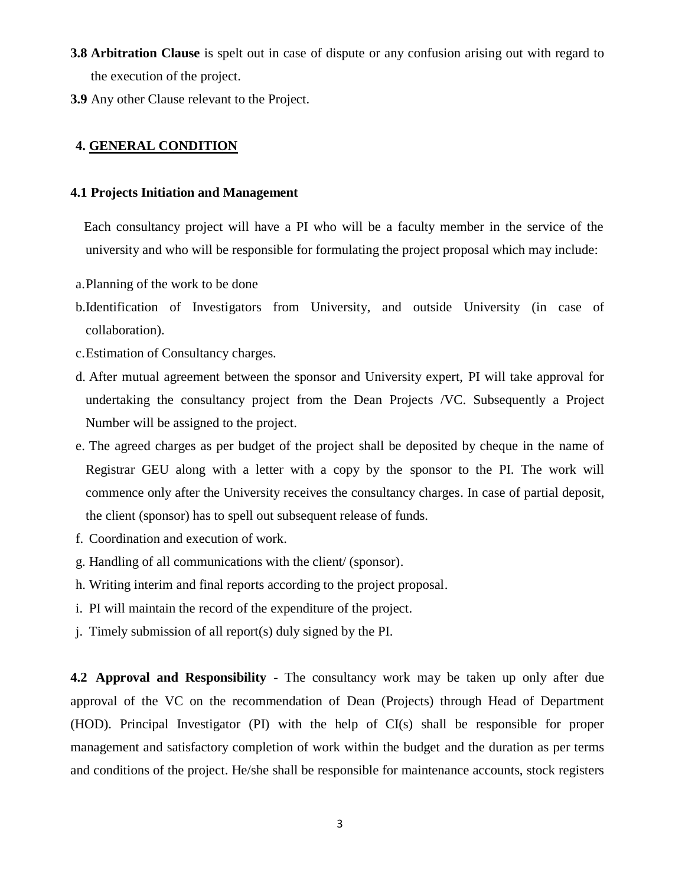**3.8 Arbitration Clause** is spelt out in case of dispute or any confusion arising out with regard to the execution of the project.

**3.9** Any other Clause relevant to the Project.

## 4. GENERAL CONDITION

### 4.1 Projects Initiation and Management

Each consultancy project will have a PI who will be a faculty member in the service of the university and who will be responsible for formulating the project proposal which may include:

a. Planning of the work to be done

b. Identification of Investigators from University, and outside University (in case of collaboration).

c. Estimation of Consultancy charges.

d. After mutual agreement between the sponsor and University expert, PI will take approval for undertaking the consultancy project from the Dean Projects /VC. Subsequently a Project Number will be assigned to the project.

e. The agreed charges as per budget of the project shall be deposited by cheque in the name of Registrar GEU along with a letter with a copy by the sponsor to the PI. The work will commence only after the University receives the consultancy charges. In case of partial deposit, the client (sponsor) has to spell out subsequent release of funds.

f. Coordination and execution of work.

g. Handling of all communications with the client/ (sponsor).

h. Writing interim and final reports according to the project proposal.

i. PI will maintain the record of the expenditure of the project.

j. Timely submission of all report(s) duly signed by the PI.

**4.2 Approval and Responsibility** - The consultancy work may be taken up only after due approval of the VC on the recommendation of Dean (Projects) through Head of Department (HOD). Principal Investigator (PI) with the help of CI(s) shall be responsible for proper management and satisfactory completion of work within the budget and the duration as per terms and conditions of the project. He/she shall be responsible for maintenance accounts, stock registers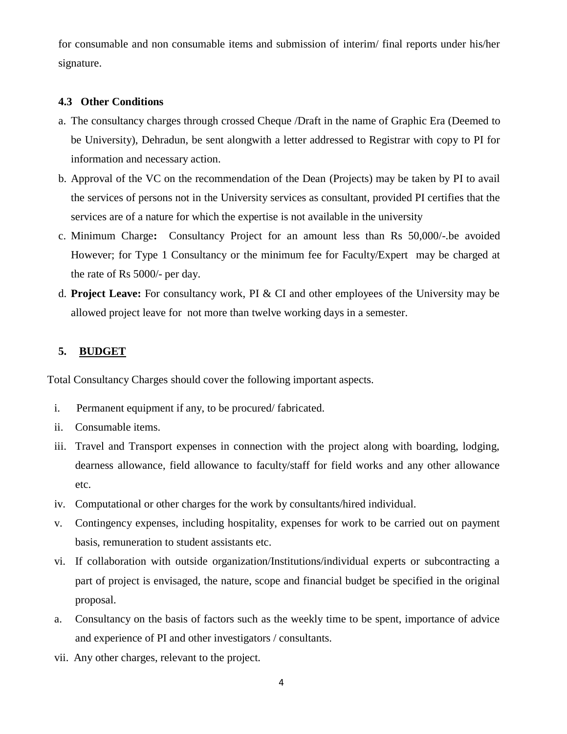for consumable and non consumable items and submission of interim/ final reports under his/her signature.

### 4.3 Other Conditions

a. The consultancy charges through crossed Cheque /Draft in the name of Graphic Era (Deemed to be University), Dehradun, be sent alongwith a letter addressed to Registrar with copy to PI for information and necessary action.

b. Approval of the VC on the recommendation of the Dean (Projects) may be taken by PI to avail the services of persons not in the University services as consultant, provided PI certifies that the services are of a nature for which the expertise is not available in the university

c. Minimum Charge**:** Consultancy Project for an amount less than Rs 50,000/-.be avoided However; for Type 1 Consultancy or the minimum fee for Faculty/Expert may be charged at the rate of Rs 5000/- per day.

d. **Project Leave:** For consultancy work, PI & CI and other employees of the University may be allowed project leave for not more than twelve working days in a semester.

## 5. <u>BUDGET</u>

Total Consultancy Charges should cover the following important aspects.

i. Permanent equipment if any, to be procured/ fabricated.

ii. Consumable items.

iii. Travel and Transport expenses in connection with the project along with boarding, lodging, dearness allowance, field allowance to faculty/staff for field works and any other allowance etc.

iv. Computational or other charges for the work by consultants/hired individual.

v. Contingency expenses, including hospitality, expenses for work to be carried out on payment basis, remuneration to student assistants etc.

vi. If collaboration with outside organization/Institutions/individual experts or subcontracting a part of project is envisaged, the nature, scope and financial budget be specified in the original proposal.

a. Consultancy on the basis of factors such as the weekly time to be spent, importance of advice and experience of PI and other investigators / consultants.

vii. Any other charges, relevant to the project.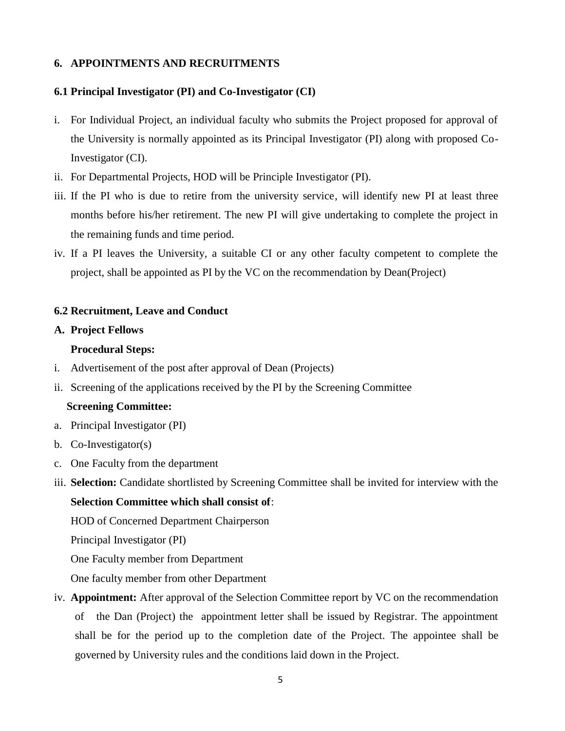## 6. APPOINTMENTS AND RECRUITMENTS

### 6.1 Principal Investigator (PI) and Co-Investigator (CI)

i. For Individual Project, an individual faculty who submits the Project proposed for approval of the University is normally appointed as its Principal Investigator (PI) along with proposed Co-Investigator (CI).

ii. For Departmental Projects, HOD will be Principle Investigator (PI).

iii. If the PI who is due to retire from the university service, will identify new PI at least three months before his/her retirement. The new PI will give undertaking to complete the project in the remaining funds and time period.

iv. If a PI leaves the University, a suitable CI or any other faculty competent to complete the project, shall be appointed as PI by the VC on the recommendation by Dean(Project)

### 6.2 Recruitment, Leave and Conduct

**A. Project Fellows**

**Procedural Steps:**

i. Advertisement of the post after approval of Dean (Projects)

ii. Screening of the applications received by the PI by the Screening Committee

**Screening Committee:**

a. Principal Investigator (PI)

b. Co-Investigator(s)

c. One Faculty from the department

iii. **Selection:** Candidate shortlisted by Screening Committee shall be invited for interview with the **Selection Committee which shall consist of**:

HOD of Concerned Department Chairperson

Principal Investigator (PI)

One Faculty member from Department

One faculty member from other Department

iv. **Appointment:** After approval of the Selection Committee report by VC on the recommendation of the Dan (Project) the appointment letter shall be issued by Registrar. The appointment shall be for the period up to the completion date of the Project. The appointee shall be governed by University rules and the conditions laid down in the Project.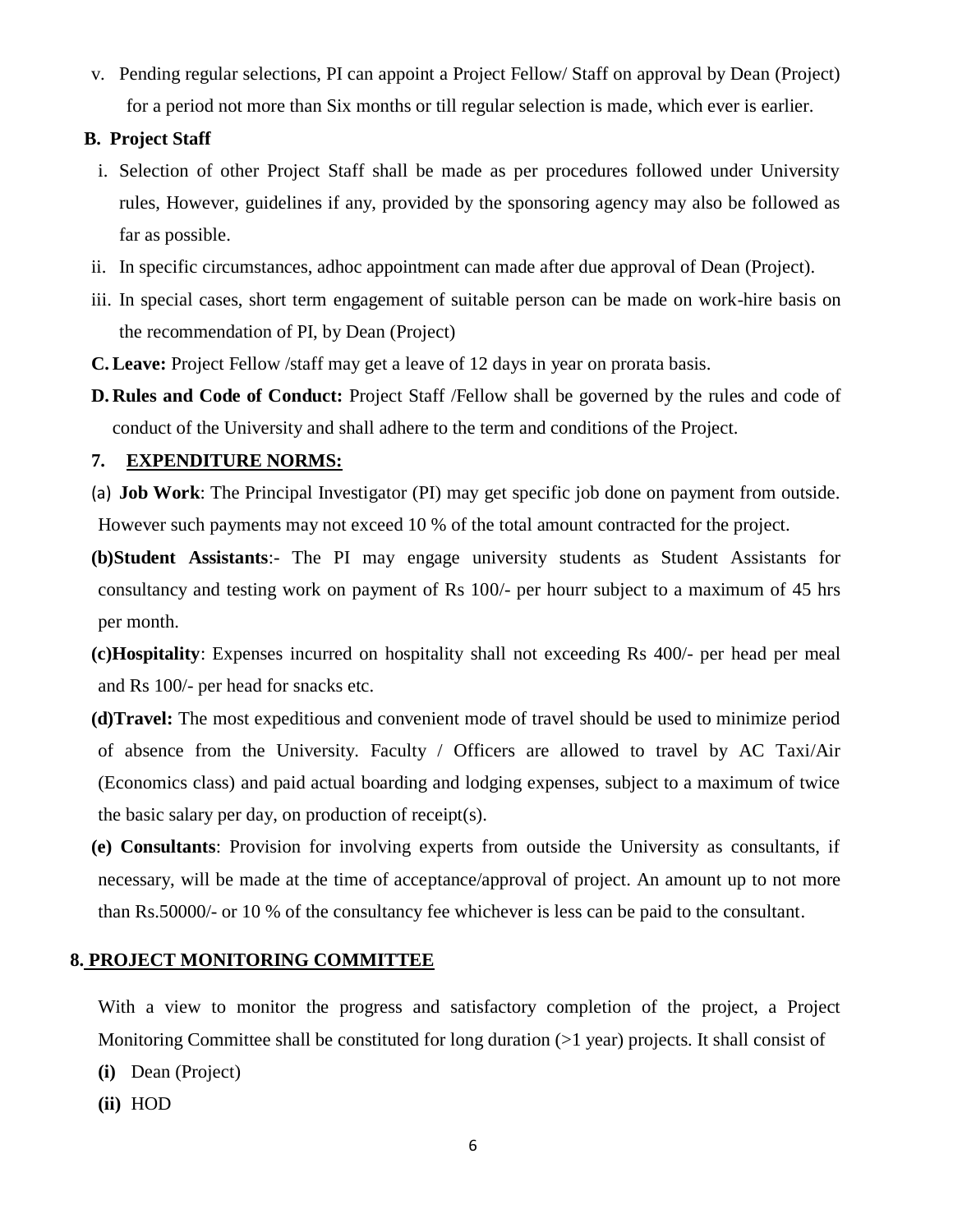v. Pending regular selections, PI can appoint a Project Fellow/ Staff on approval by Dean (Project) for a period not more than Six months or till regular selection is made, which ever is earlier.

**B. Project Staff**

i. Selection of other Project Staff shall be made as per procedures followed under University rules, However, guidelines if any, provided by the sponsoring agency may also be followed as far as possible.

ii. In specific circumstances, adhoc appointment can made after due approval of Dean (Project).

iii. In special cases, short term engagement of suitable person can be made on work-hire basis on the recommendation of PI, by Dean (Project)

**C. Leave:** Project Fellow /staff may get a leave of 12 days in year on prorata basis.

**D. Rules and Code of Conduct:** Project Staff /Fellow shall be governed by the rules and code of conduct of the University and shall adhere to the term and conditions of the Project.

## 7. EXPENDITURE NORMS:

(a) **Job Work**: The Principal Investigator (PI) may get specific job done on payment from outside. However such payments may not exceed 10 % of the total amount contracted for the project.

**(b)Student Assistants**:- The PI may engage university students as Student Assistants for consultancy and testing work on payment of Rs 100/- per hourr subject to a maximum of 45 hrs per month.

**(c)Hospitality**: Expenses incurred on hospitality shall not exceeding Rs 400/- per head per meal and Rs 100/- per head for snacks etc.

**(d)Travel:** The most expeditious and convenient mode of travel should be used to minimize period of absence from the University. Faculty / Officers are allowed to travel by AC Taxi/Air (Economics class) and paid actual boarding and lodging expenses, subject to a maximum of twice the basic salary per day, on production of receipt(s).

**(e) Consultants**: Provision for involving experts from outside the University as consultants, if necessary, will be made at the time of acceptance/approval of project. An amount up to not more than Rs.50000/- or 10 % of the consultancy fee whichever is less can be paid to the consultant.

## 8. PROJECT MONITORING COMMITTEE

With a view to monitor the progress and satisfactory completion of the project, a Project Monitoring Committee shall be constituted for long duration (>1 year) projects. It shall consist of

**(i)** Dean (Project)

**(ii)** HOD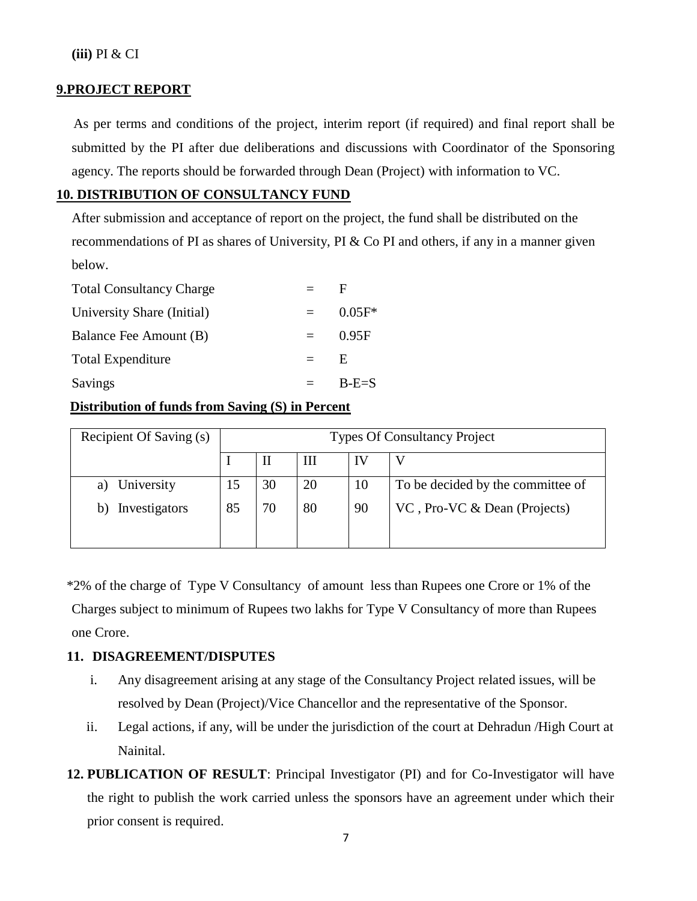**(iii)** PI & CI

## 9.PROJECT REPORT

As per terms and conditions of the project, interim report (if required) and final report shall be submitted by the PI after due deliberations and discussions with Coordinator of the Sponsoring agency. The reports should be forwarded through Dean (Project) with information to VC.

## 10. DISTRIBUTION OF CONSULTANCY FUND

After submission and acceptance of report on the project, the fund shall be distributed on the recommendations of PI as shares of University, PI & Co PI and others, if any in a manner given below.

| | | |
|---|---|---|
| Total Consultancy Charge | = | F |
| University Share (Initial) | = | 0.05F* |
| Balance Fee Amount (B) | = | 0.95F |
| Total Expenditure | = | E |
| Savings | = | B-E=S |

**Distribution of funds from Saving (S) in Percent**

| Recipient Of Saving (s) | Types Of Consultancy Project | | | | |
|---|---|---|---|---|---|
| | I | II | III | IV | V |
| a) University | 15 | 30 | 20 | 10 | To be decided by the committee of |
| b) Investigators | 85 | 70 | 80 | 90 | VC , Pro-VC & Dean (Projects) |

*2% of the charge of Type V Consultancy of amount less than Rupees one Crore or 1% of the Charges subject to minimum of Rupees two lakhs for Type V Consultancy of more than Rupees one Crore.

## 11. DISAGREEMENT/DISPUTES

i. Any disagreement arising at any stage of the Consultancy Project related issues, will be resolved by Dean (Project)/Vice Chancellor and the representative of the Sponsor.

ii. Legal actions, if any, will be under the jurisdiction of the court at Dehradun /High Court at Nainital.

**12. PUBLICATION OF RESULT**: Principal Investigator (PI) and for Co-Investigator will have the right to publish the work carried unless the sponsors have an agreement under which their prior consent is required.